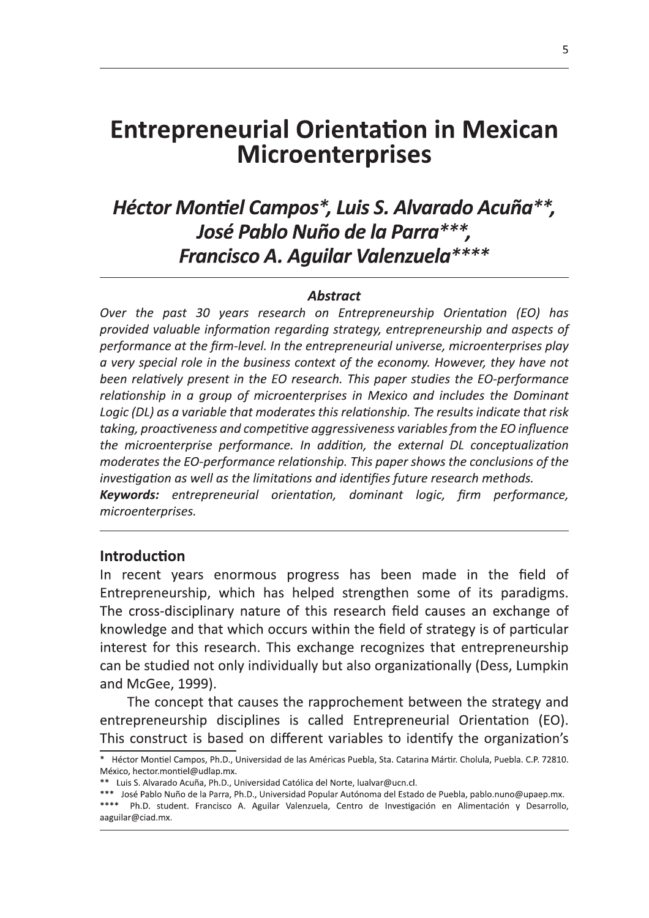# Entrepreneurial Orientation in Mexican Microenterprises

## *Héctor Montiel Campos*, Luis S. Alvarado Acuña**, José Pablo Nuño de la Parra***, Francisco A. Aguilar Valenzuela*****

### *Abstract*

*Over the past 30 years research on Entrepreneurship Orientation (EO) has provided valuable information regarding strategy, entrepreneurship and aspects of performance at the firm-level. In the entrepreneurial universe, microenterprises play a very special role in the business context of the economy. However, they have not been relatively present in the EO research. This paper studies the EO-performance relationship in a group of microenterprises in Mexico and includes the Dominant Logic (DL) as a variable that moderates this relationship. The results indicate that risk taking, proactiveness and competitive aggressiveness variables from the EO influence the microenterprise performance. In addition, the external DL conceptualization moderates the EO-performance relationship. This paper shows the conclusions of the investigation as well as the limitations and identifies future research methods.*

***Keywords:*** *entrepreneurial orientation, dominant logic, firm performance, microenterprises.*

## Introduction

In recent years enormous progress has been made in the field of Entrepreneurship, which has helped strengthen some of its paradigms. The cross-disciplinary nature of this research field causes an exchange of knowledge and that which occurs within the field of strategy is of particular interest for this research. This exchange recognizes that entrepreneurship can be studied not only individually but also organizationally (Dess, Lumpkin and McGee, 1999).

The concept that causes the rapprochement between the strategy and entrepreneurship disciplines is called Entrepreneurial Orientation (EO). This construct is based on different variables to identify the organization's

---

\* Héctor Montiel Campos, Ph.D., Universidad de las Américas Puebla, Sta. Catarina Mártir. Cholula, Puebla. C.P. 72810. México, hector.montiel@udlap.mx.

\*\* Luis S. Alvarado Acuña, Ph.D., Universidad Católica del Norte, lualvar@ucn.cl.

\*\*\* José Pablo Nuño de la Parra, Ph.D., Universidad Popular Autónoma del Estado de Puebla, pablo.nuno@upaep.mx.

\*\*\*\* Ph.D. student. Francisco A. Aguilar Valenzuela, Centro de Investigación en Alimentación y Desarrollo, aaguilar@ciad.mx.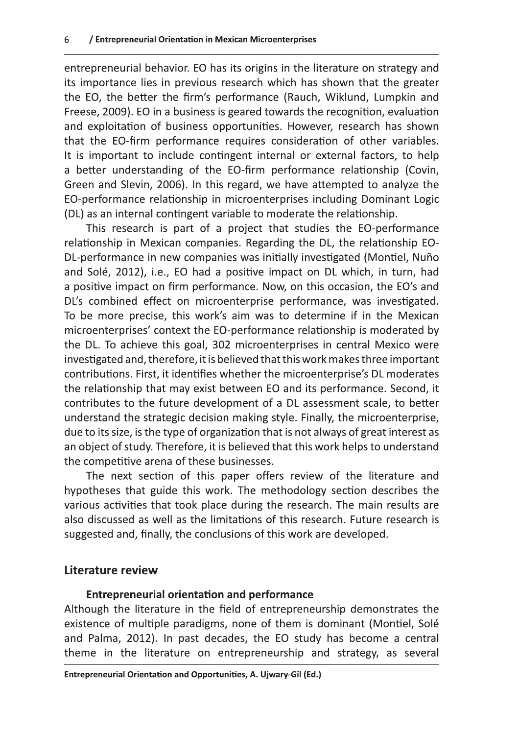entrepreneurial behavior. EO has its origins in the literature on strategy and its importance lies in previous research which has shown that the greater the EO, the better the firm's performance (Rauch, Wiklund, Lumpkin and Freese, 2009). EO in a business is geared towards the recognition, evaluation and exploitation of business opportunities. However, research has shown that the EO-firm performance requires consideration of other variables. It is important to include contingent internal or external factors, to help a better understanding of the EO-firm performance relationship (Covin, Green and Slevin, 2006). In this regard, we have attempted to analyze the EO-performance relationship in microenterprises including Dominant Logic (DL) as an internal contingent variable to moderate the relationship.

This research is part of a project that studies the EO-performance relationship in Mexican companies. Regarding the DL, the relationship EO-DL-performance in new companies was initially investigated (Montiel, Nuño and Solé, 2012), i.e., EO had a positive impact on DL which, in turn, had a positive impact on firm performance. Now, on this occasion, the EO's and DL's combined effect on microenterprise performance, was investigated. To be more precise, this work's aim was to determine if in the Mexican microenterprises' context the EO-performance relationship is moderated by the DL. To achieve this goal, 302 microenterprises in central Mexico were investigated and, therefore, it is believed that this work makes three important contributions. First, it identifies whether the microenterprise's DL moderates the relationship that may exist between EO and its performance. Second, it contributes to the future development of a DL assessment scale, to better understand the strategic decision making style. Finally, the microenterprise, due to its size, is the type of organization that is not always of great interest as an object of study. Therefore, it is believed that this work helps to understand the competitive arena of these businesses.

The next section of this paper offers review of the literature and hypotheses that guide this work. The methodology section describes the various activities that took place during the research. The main results are also discussed as well as the limitations of this research. Future research is suggested and, finally, the conclusions of this work are developed.

## Literature review

### Entrepreneurial orientation and performance

Although the literature in the field of entrepreneurship demonstrates the existence of multiple paradigms, none of them is dominant (Montiel, Solé and Palma, 2012). In past decades, the EO study has become a central theme in the literature on entrepreneurship and strategy, as several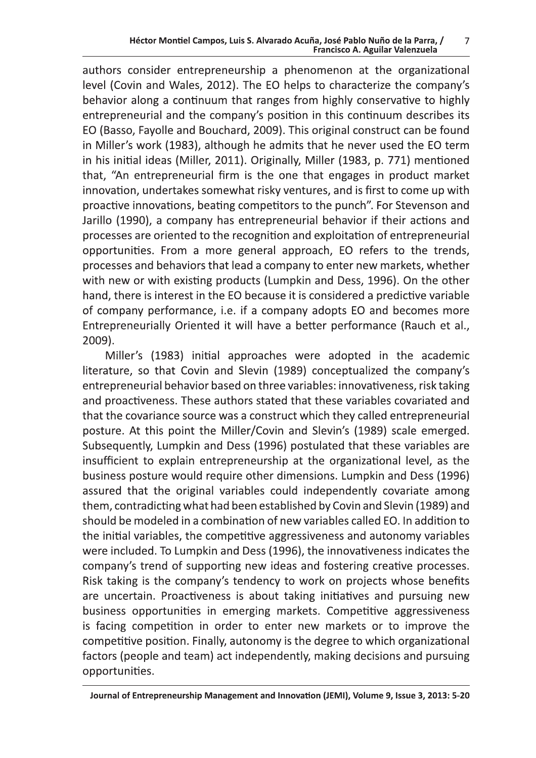authors consider entrepreneurship a phenomenon at the organizational level (Covin and Wales, 2012). The EO helps to characterize the company's behavior along a continuum that ranges from highly conservative to highly entrepreneurial and the company's position in this continuum describes its EO (Basso, Fayolle and Bouchard, 2009). This original construct can be found in Miller's work (1983), although he admits that he never used the EO term in his initial ideas (Miller, 2011). Originally, Miller (1983, p. 771) mentioned that, "An entrepreneurial firm is the one that engages in product market innovation, undertakes somewhat risky ventures, and is first to come up with proactive innovations, beating competitors to the punch". For Stevenson and Jarillo (1990), a company has entrepreneurial behavior if their actions and processes are oriented to the recognition and exploitation of entrepreneurial opportunities. From a more general approach, EO refers to the trends, processes and behaviors that lead a company to enter new markets, whether with new or with existing products (Lumpkin and Dess, 1996). On the other hand, there is interest in the EO because it is considered a predictive variable of company performance, i.e. if a company adopts EO and becomes more Entrepreneurially Oriented it will have a better performance (Rauch et al., 2009).

Miller's (1983) initial approaches were adopted in the academic literature, so that Covin and Slevin (1989) conceptualized the company's entrepreneurial behavior based on three variables: innovativeness, risk taking and proactiveness. These authors stated that these variables covariated and that the covariance source was a construct which they called entrepreneurial posture. At this point the Miller/Covin and Slevin's (1989) scale emerged. Subsequently, Lumpkin and Dess (1996) postulated that these variables are insufficient to explain entrepreneurship at the organizational level, as the business posture would require other dimensions. Lumpkin and Dess (1996) assured that the original variables could independently covariate among them, contradicting what had been established by Covin and Slevin (1989) and should be modeled in a combination of new variables called EO. In addition to the initial variables, the competitive aggressiveness and autonomy variables were included. To Lumpkin and Dess (1996), the innovativeness indicates the company's trend of supporting new ideas and fostering creative processes. Risk taking is the company's tendency to work on projects whose benefits are uncertain. Proactiveness is about taking initiatives and pursuing new business opportunities in emerging markets. Competitive aggressiveness is facing competition in order to enter new markets or to improve the competitive position. Finally, autonomy is the degree to which organizational factors (people and team) act independently, making decisions and pursuing opportunities.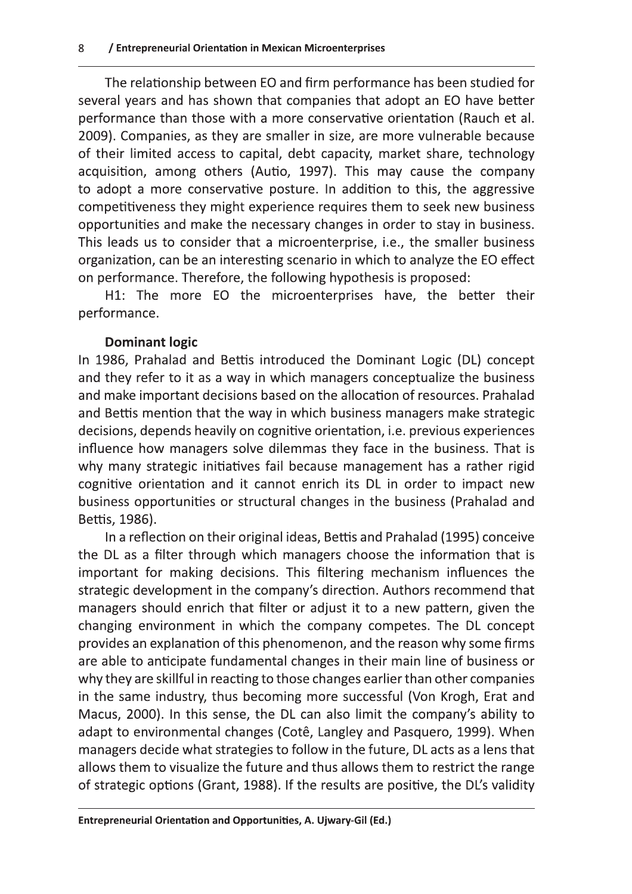The relationship between EO and firm performance has been studied for several years and has shown that companies that adopt an EO have better performance than those with a more conservative orientation (Rauch et al. 2009). Companies, as they are smaller in size, are more vulnerable because of their limited access to capital, debt capacity, market share, technology acquisition, among others (Autio, 1997). This may cause the company to adopt a more conservative posture. In addition to this, the aggressive competitiveness they might experience requires them to seek new business opportunities and make the necessary changes in order to stay in business. This leads us to consider that a microenterprise, i.e., the smaller business organization, can be an interesting scenario in which to analyze the EO effect on performance. Therefore, the following hypothesis is proposed:

H1: The more EO the microenterprises have, the better their performance.

### Dominant logic

In 1986, Prahalad and Bettis introduced the Dominant Logic (DL) concept and they refer to it as a way in which managers conceptualize the business and make important decisions based on the allocation of resources. Prahalad and Bettis mention that the way in which business managers make strategic decisions, depends heavily on cognitive orientation, i.e. previous experiences influence how managers solve dilemmas they face in the business. That is why many strategic initiatives fail because management has a rather rigid cognitive orientation and it cannot enrich its DL in order to impact new business opportunities or structural changes in the business (Prahalad and Bettis, 1986).

In a reflection on their original ideas, Bettis and Prahalad (1995) conceive the DL as a filter through which managers choose the information that is important for making decisions. This filtering mechanism influences the strategic development in the company's direction. Authors recommend that managers should enrich that filter or adjust it to a new pattern, given the changing environment in which the company competes. The DL concept provides an explanation of this phenomenon, and the reason why some firms are able to anticipate fundamental changes in their main line of business or why they are skillful in reacting to those changes earlier than other companies in the same industry, thus becoming more successful (Von Krogh, Erat and Macus, 2000). In this sense, the DL can also limit the company's ability to adapt to environmental changes (Cotê, Langley and Pasquero, 1999). When managers decide what strategies to follow in the future, DL acts as a lens that allows them to visualize the future and thus allows them to restrict the range of strategic options (Grant, 1988). If the results are positive, the DL's validity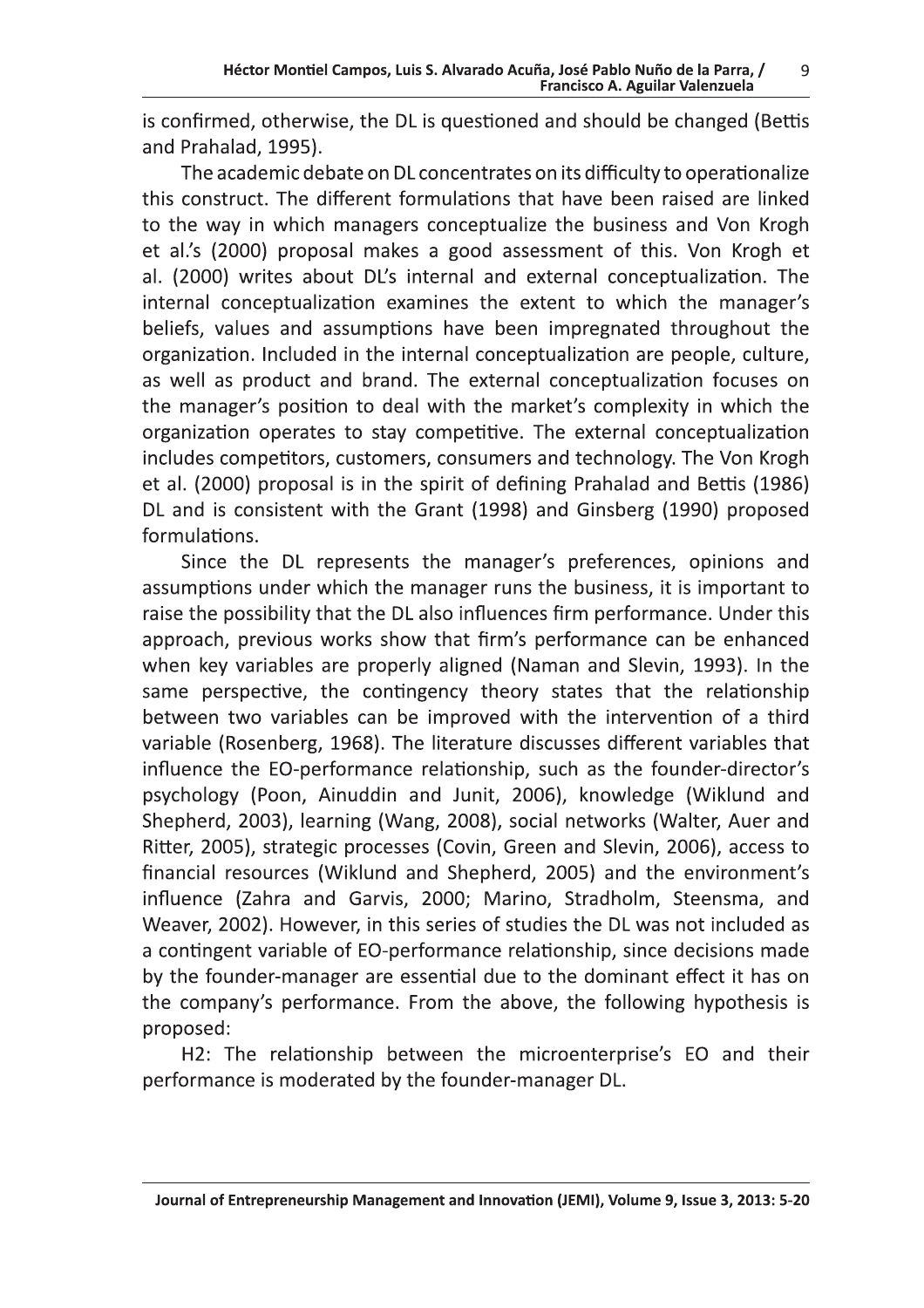is confirmed, otherwise, the DL is questioned and should be changed (Bettis and Prahalad, 1995).

The academic debate on DL concentrates on its difficulty to operationalize this construct. The different formulations that have been raised are linked to the way in which managers conceptualize the business and Von Krogh et al.'s (2000) proposal makes a good assessment of this. Von Krogh et al. (2000) writes about DL's internal and external conceptualization. The internal conceptualization examines the extent to which the manager's beliefs, values and assumptions have been impregnated throughout the organization. Included in the internal conceptualization are people, culture, as well as product and brand. The external conceptualization focuses on the manager's position to deal with the market's complexity in which the organization operates to stay competitive. The external conceptualization includes competitors, customers, consumers and technology. The Von Krogh et al. (2000) proposal is in the spirit of defining Prahalad and Bettis (1986) DL and is consistent with the Grant (1998) and Ginsberg (1990) proposed formulations.

Since the DL represents the manager's preferences, opinions and assumptions under which the manager runs the business, it is important to raise the possibility that the DL also influences firm performance. Under this approach, previous works show that firm's performance can be enhanced when key variables are properly aligned (Naman and Slevin, 1993). In the same perspective, the contingency theory states that the relationship between two variables can be improved with the intervention of a third variable (Rosenberg, 1968). The literature discusses different variables that influence the EO-performance relationship, such as the founder-director's psychology (Poon, Ainuddin and Junit, 2006), knowledge (Wiklund and Shepherd, 2003), learning (Wang, 2008), social networks (Walter, Auer and Ritter, 2005), strategic processes (Covin, Green and Slevin, 2006), access to financial resources (Wiklund and Shepherd, 2005) and the environment's influence (Zahra and Garvis, 2000; Marino, Stradholm, Steensma, and Weaver, 2002). However, in this series of studies the DL was not included as a contingent variable of EO-performance relationship, since decisions made by the founder-manager are essential due to the dominant effect it has on the company's performance. From the above, the following hypothesis is proposed:

H2: The relationship between the microenterprise's EO and their performance is moderated by the founder-manager DL.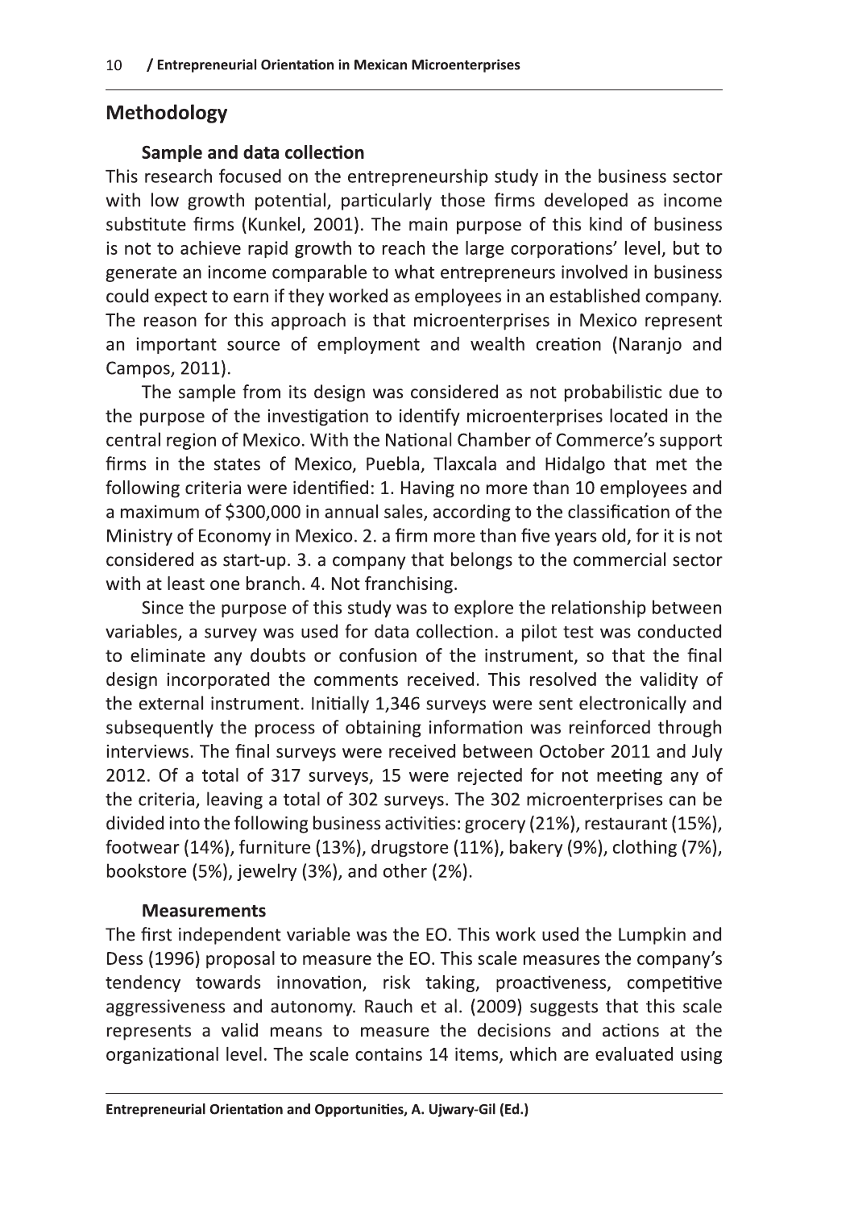## Methodology

### Sample and data collection

This research focused on the entrepreneurship study in the business sector with low growth potential, particularly those firms developed as income substitute firms (Kunkel, 2001). The main purpose of this kind of business is not to achieve rapid growth to reach the large corporations' level, but to generate an income comparable to what entrepreneurs involved in business could expect to earn if they worked as employees in an established company. The reason for this approach is that microenterprises in Mexico represent an important source of employment and wealth creation (Naranjo and Campos, 2011).

The sample from its design was considered as not probabilistic due to the purpose of the investigation to identify microenterprises located in the central region of Mexico. With the National Chamber of Commerce's support firms in the states of Mexico, Puebla, Tlaxcala and Hidalgo that met the following criteria were identified: 1. Having no more than 10 employees and a maximum of $300,000 in annual sales, according to the classification of the Ministry of Economy in Mexico. 2. a firm more than five years old, for it is not considered as start-up. 3. a company that belongs to the commercial sector with at least one branch. 4. Not franchising.

Since the purpose of this study was to explore the relationship between variables, a survey was used for data collection. a pilot test was conducted to eliminate any doubts or confusion of the instrument, so that the final design incorporated the comments received. This resolved the validity of the external instrument. Initially 1,346 surveys were sent electronically and subsequently the process of obtaining information was reinforced through interviews. The final surveys were received between October 2011 and July 2012. Of a total of 317 surveys, 15 were rejected for not meeting any of the criteria, leaving a total of 302 surveys. The 302 microenterprises can be divided into the following business activities: grocery (21%), restaurant (15%), footwear (14%), furniture (13%), drugstore (11%), bakery (9%), clothing (7%), bookstore (5%), jewelry (3%), and other (2%).

### Measurements

The first independent variable was the EO. This work used the Lumpkin and Dess (1996) proposal to measure the EO. This scale measures the company's tendency towards innovation, risk taking, proactiveness, competitive aggressiveness and autonomy. Rauch et al. (2009) suggests that this scale represents a valid means to measure the decisions and actions at the organizational level. The scale contains 14 items, which are evaluated using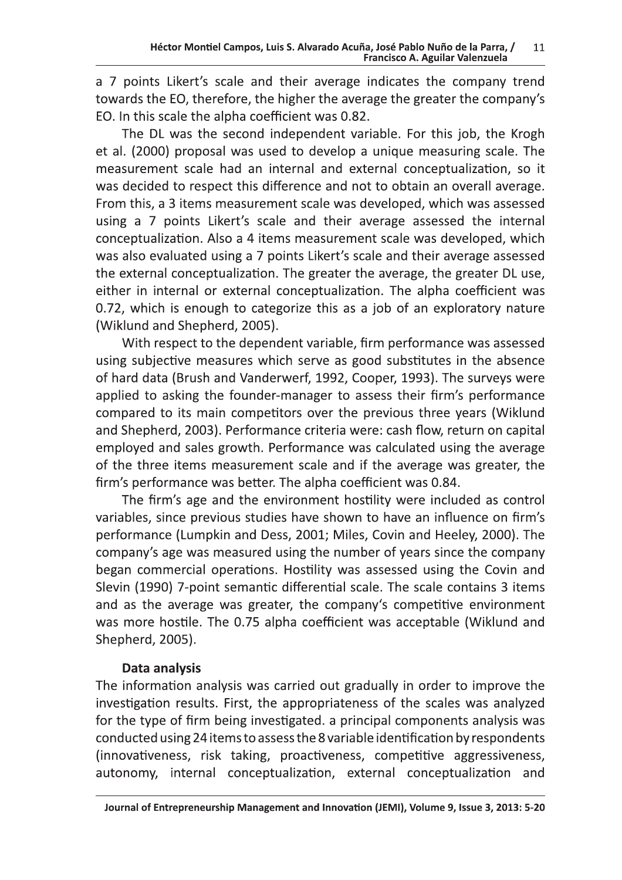a 7 points Likert's scale and their average indicates the company trend towards the EO, therefore, the higher the average the greater the company's EO. In this scale the alpha coefficient was 0.82.

The DL was the second independent variable. For this job, the Krogh et al. (2000) proposal was used to develop a unique measuring scale. The measurement scale had an internal and external conceptualization, so it was decided to respect this difference and not to obtain an overall average. From this, a 3 items measurement scale was developed, which was assessed using a 7 points Likert's scale and their average assessed the internal conceptualization. Also a 4 items measurement scale was developed, which was also evaluated using a 7 points Likert's scale and their average assessed the external conceptualization. The greater the average, the greater DL use, either in internal or external conceptualization. The alpha coefficient was 0.72, which is enough to categorize this as a job of an exploratory nature (Wiklund and Shepherd, 2005).

With respect to the dependent variable, firm performance was assessed using subjective measures which serve as good substitutes in the absence of hard data (Brush and Vanderwerf, 1992, Cooper, 1993). The surveys were applied to asking the founder-manager to assess their firm's performance compared to its main competitors over the previous three years (Wiklund and Shepherd, 2003). Performance criteria were: cash flow, return on capital employed and sales growth. Performance was calculated using the average of the three items measurement scale and if the average was greater, the firm's performance was better. The alpha coefficient was 0.84.

The firm's age and the environment hostility were included as control variables, since previous studies have shown to have an influence on firm's performance (Lumpkin and Dess, 2001; Miles, Covin and Heeley, 2000). The company's age was measured using the number of years since the company began commercial operations. Hostility was assessed using the Covin and Slevin (1990) 7-point semantic differential scale. The scale contains 3 items and as the average was greater, the company's competitive environment was more hostile. The 0.75 alpha coefficient was acceptable (Wiklund and Shepherd, 2005).

### Data analysis

The information analysis was carried out gradually in order to improve the investigation results. First, the appropriateness of the scales was analyzed for the type of firm being investigated. a principal components analysis was conducted using 24 items to assess the 8 variable identification by respondents (innovativeness, risk taking, proactiveness, competitive aggressiveness, autonomy, internal conceptualization, external conceptualization and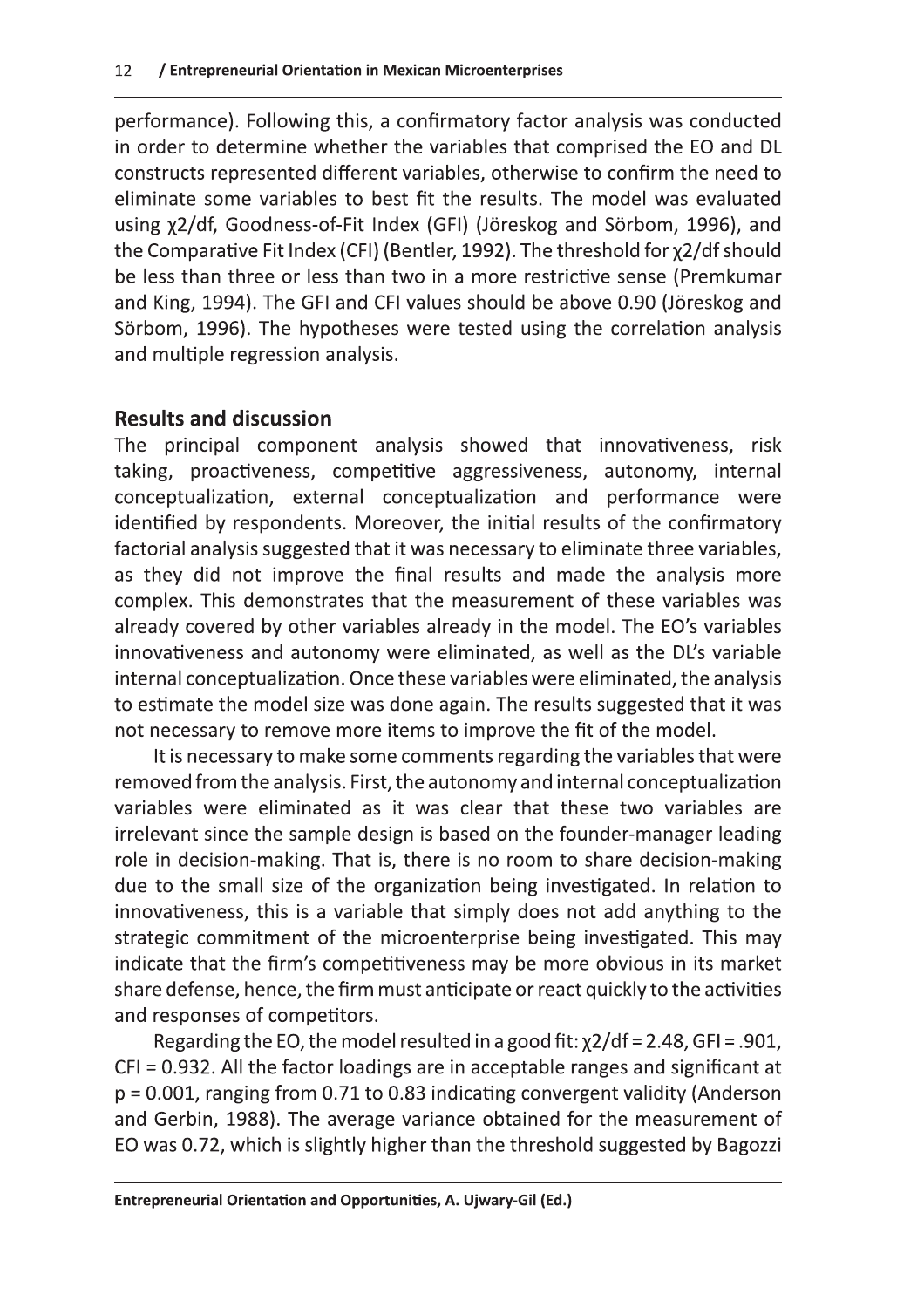performance). Following this, a confirmatory factor analysis was conducted in order to determine whether the variables that comprised the EO and DL constructs represented different variables, otherwise to confirm the need to eliminate some variables to best fit the results. The model was evaluated using $\chi^2/df$, Goodness-of-Fit Index (GFI) (Jöreskog and Sörbom, 1996), and the Comparative Fit Index (CFI) (Bentler, 1992). The threshold for $\chi^2/df$ should be less than three or less than two in a more restrictive sense (Premkumar and King, 1994). The GFI and CFI values should be above 0.90 (Jöreskog and Sörbom, 1996). The hypotheses were tested using the correlation analysis and multiple regression analysis.

## Results and discussion

The principal component analysis showed that innovativeness, risk taking, proactiveness, competitive aggressiveness, autonomy, internal conceptualization, external conceptualization and performance were identified by respondents. Moreover, the initial results of the confirmatory factorial analysis suggested that it was necessary to eliminate three variables, as they did not improve the final results and made the analysis more complex. This demonstrates that the measurement of these variables was already covered by other variables already in the model. The EO's variables innovativeness and autonomy were eliminated, as well as the DL's variable internal conceptualization. Once these variables were eliminated, the analysis to estimate the model size was done again. The results suggested that it was not necessary to remove more items to improve the fit of the model.

It is necessary to make some comments regarding the variables that were removed from the analysis. First, the autonomy and internal conceptualization variables were eliminated as it was clear that these two variables are irrelevant since the sample design is based on the founder-manager leading role in decision-making. That is, there is no room to share decision-making due to the small size of the organization being investigated. In relation to innovativeness, this is a variable that simply does not add anything to the strategic commitment of the microenterprise being investigated. This may indicate that the firm's competitiveness may be more obvious in its market share defense, hence, the firm must anticipate or react quickly to the activities and responses of competitors.

Regarding the EO, the model resulted in a good fit: $\chi^2/df = 2.48$, GFI = .901, CFI = 0.932. All the factor loadings are in acceptable ranges and significant at $p = 0.001$, ranging from 0.71 to 0.83 indicating convergent validity (Anderson and Gerbin, 1988). The average variance obtained for the measurement of EO was 0.72, which is slightly higher than the threshold suggested by Bagozzi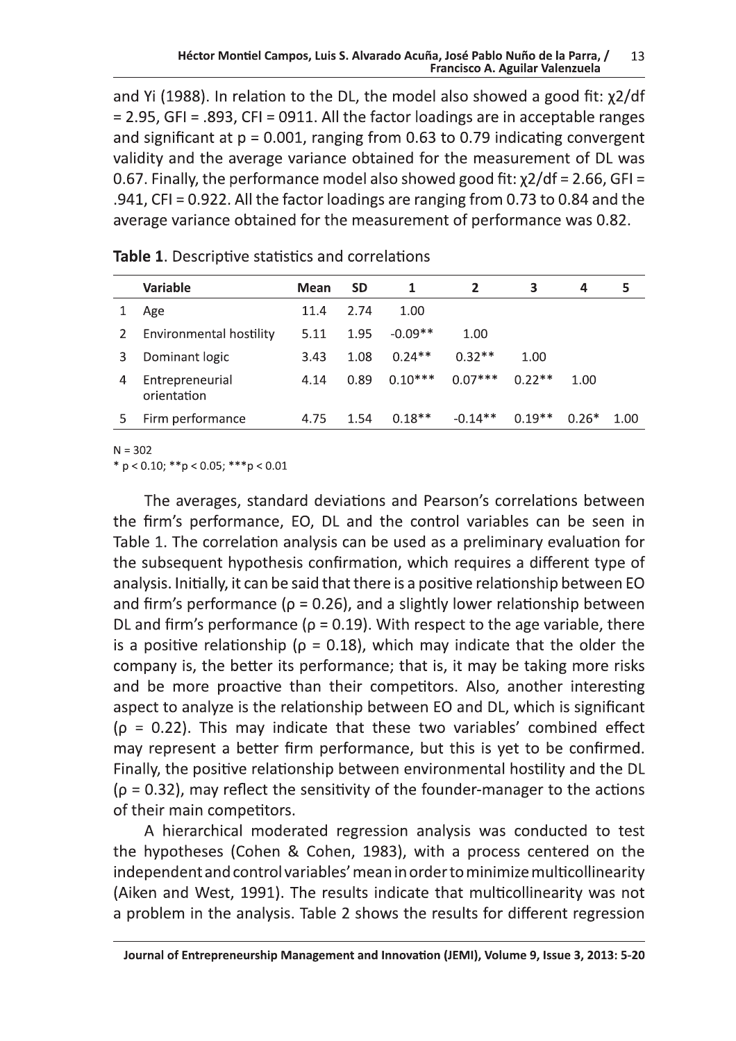and Yi (1988). In relation to the DL, the model also showed a good fit: $\chi 2/df = 2.95$, GFI = .893, CFI = 0911. All the factor loadings are in acceptable ranges and significant at $p = 0.001$, ranging from 0.63 to 0.79 indicating convergent validity and the average variance obtained for the measurement of DL was 0.67. Finally, the performance model also showed good fit: $\chi 2/df = 2.66$, GFI = .941, CFI = 0.922. All the factor loadings are ranging from 0.73 to 0.84 and the average variance obtained for the measurement of performance was 0.82.

**Table 1**. Descriptive statistics and correlations

| | Variable | Mean | SD | 1 | 2 | 3 | 4 | 5 |
|---|---|---|---|---|---|---|---|---|
| 1 | Age | 11.4 | 2.74 | 1.00 | | | | |
| 2 | Environmental hostility | 5.11 | 1.95 | -0.09** | 1.00 | | | |
| 3 | Dominant logic | 3.43 | 1.08 | 0.24** | 0.32** | 1.00 | | |
| 4 | Entrepreneurial orientation | 4.14 | 0.89 | 0.10*** | 0.07*** | 0.22** | 1.00 | |
| 5 | Firm performance | 4.75 | 1.54 | 0.18** | -0.14** | 0.19** | 0.26* | 1.00 |

N = 302
* p < 0.10; **p < 0.05; ***p < 0.01

The averages, standard deviations and Pearson's correlations between the firm's performance, EO, DL and the control variables can be seen in Table 1. The correlation analysis can be used as a preliminary evaluation for the subsequent hypothesis confirmation, which requires a different type of analysis. Initially, it can be said that there is a positive relationship between EO and firm's performance ($\rho = 0.26$), and a slightly lower relationship between DL and firm's performance ($\rho = 0.19$). With respect to the age variable, there is a positive relationship ($\rho = 0.18$), which may indicate that the older the company is, the better its performance; that is, it may be taking more risks and be more proactive than their competitors. Also, another interesting aspect to analyze is the relationship between EO and DL, which is significant ($\rho = 0.22$). This may indicate that these two variables' combined effect may represent a better firm performance, but this is yet to be confirmed. Finally, the positive relationship between environmental hostility and the DL ($\rho = 0.32$), may reflect the sensitivity of the founder-manager to the actions of their main competitors.

A hierarchical moderated regression analysis was conducted to test the hypotheses (Cohen & Cohen, 1983), with a process centered on the independent and control variables' mean in order to minimize multicollinearity (Aiken and West, 1991). The results indicate that multicollinearity was not a problem in the analysis. Table 2 shows the results for different regression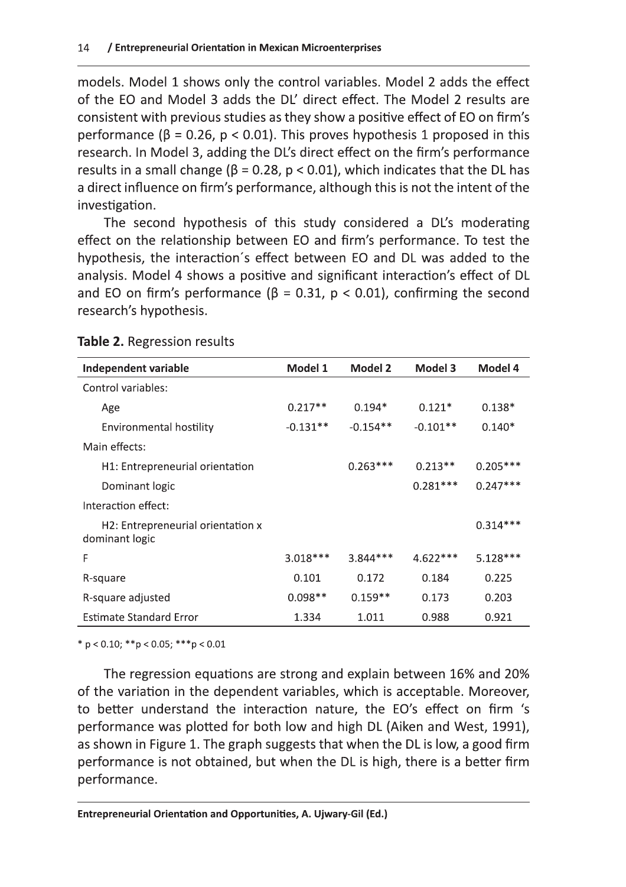models. Model 1 shows only the control variables. Model 2 adds the effect of the EO and Model 3 adds the DL' direct effect. The Model 2 results are consistent with previous studies as they show a positive effect of EO on firm's performance ($\beta = 0.26$, $p < 0.01$). This proves hypothesis 1 proposed in this research. In Model 3, adding the DL's direct effect on the firm's performance results in a small change ($\beta = 0.28$, $p < 0.01$), which indicates that the DL has a direct influence on firm's performance, although this is not the intent of the investigation.

The second hypothesis of this study considered a DL's moderating effect on the relationship between EO and firm's performance. To test the hypothesis, the interaction´s effect between EO and DL was added to the analysis. Model 4 shows a positive and significant interaction's effect of DL and EO on firm's performance ($\beta = 0.31$, $p < 0.01$), confirming the second research's hypothesis.

**Table 2.** Regression results

| Independent variable | Model 1 | Model 2 | Model 3 | Model 4 |
|---|---|---|---|---|
| Control variables: | | | | |
| Age | 0.217** | 0.194* | 0.121* | 0.138* |
| Environmental hostility | -0.131** | -0.154** | -0.101** | 0.140* |
| Main effects: | | | | |
| H1: Entrepreneurial orientation | | 0.263*** | 0.213** | 0.205*** |
| Dominant logic | | | 0.281*** | 0.247*** |
| Interaction effect: | | | | |
| H2: Entrepreneurial orientation x dominant logic | | | | 0.314*** |
| F | 3.018*** | 3.844*** | 4.622*** | 5.128*** |
| R-square | 0.101 | 0.172 | 0.184 | 0.225 |
| R-square adjusted | 0.098** | 0.159** | 0.173 | 0.203 |
| Estimate Standard Error | 1.334 | 1.011 | 0.988 | 0.921 |

* $p < 0.10$; ** $p < 0.05$; *** $p < 0.01$

The regression equations are strong and explain between 16% and 20% of the variation in the dependent variables, which is acceptable. Moreover, to better understand the interaction nature, the EO's effect on firm 's performance was plotted for both low and high DL (Aiken and West, 1991), as shown in Figure 1. The graph suggests that when the DL is low, a good firm performance is not obtained, but when the DL is high, there is a better firm performance.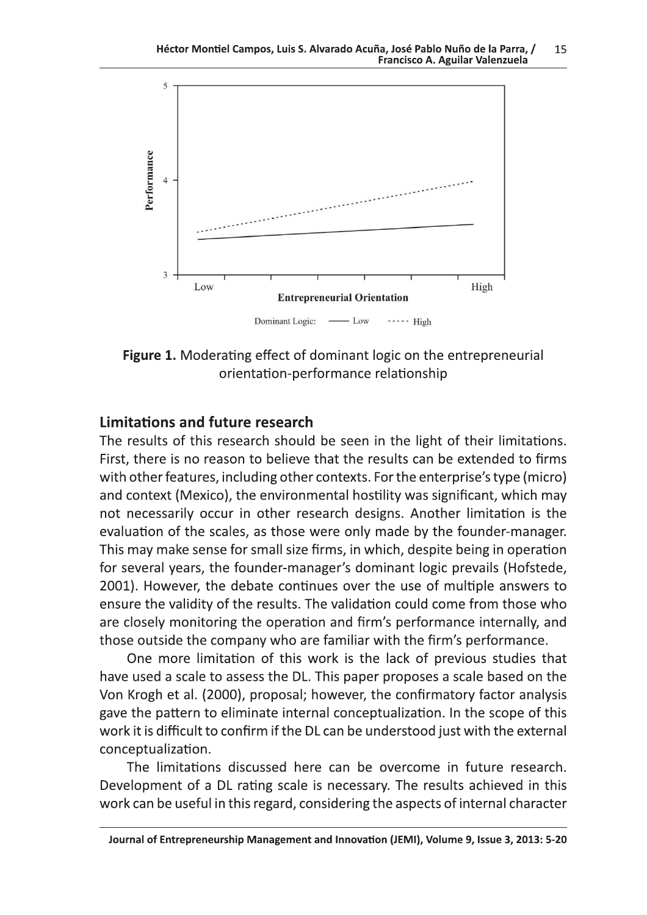**Figure 1.** Moderating effect of dominant logic on the entrepreneurial orientation-performance relationship

## Limitations and future research

The results of this research should be seen in the light of their limitations. First, there is no reason to believe that the results can be extended to firms with other features, including other contexts. For the enterprise's type (micro) and context (Mexico), the environmental hostility was significant, which may not necessarily occur in other research designs. Another limitation is the evaluation of the scales, as those were only made by the founder-manager. This may make sense for small size firms, in which, despite being in operation for several years, the founder-manager's dominant logic prevails (Hofstede, 2001). However, the debate continues over the use of multiple answers to ensure the validity of the results. The validation could come from those who are closely monitoring the operation and firm's performance internally, and those outside the company who are familiar with the firm's performance.

One more limitation of this work is the lack of previous studies that have used a scale to assess the DL. This paper proposes a scale based on the Von Krogh et al. (2000), proposal; however, the confirmatory factor analysis gave the pattern to eliminate internal conceptualization. In the scope of this work it is difficult to confirm if the DL can be understood just with the external conceptualization.

The limitations discussed here can be overcome in future research. Development of a DL rating scale is necessary. The results achieved in this work can be useful in this regard, considering the aspects of internal character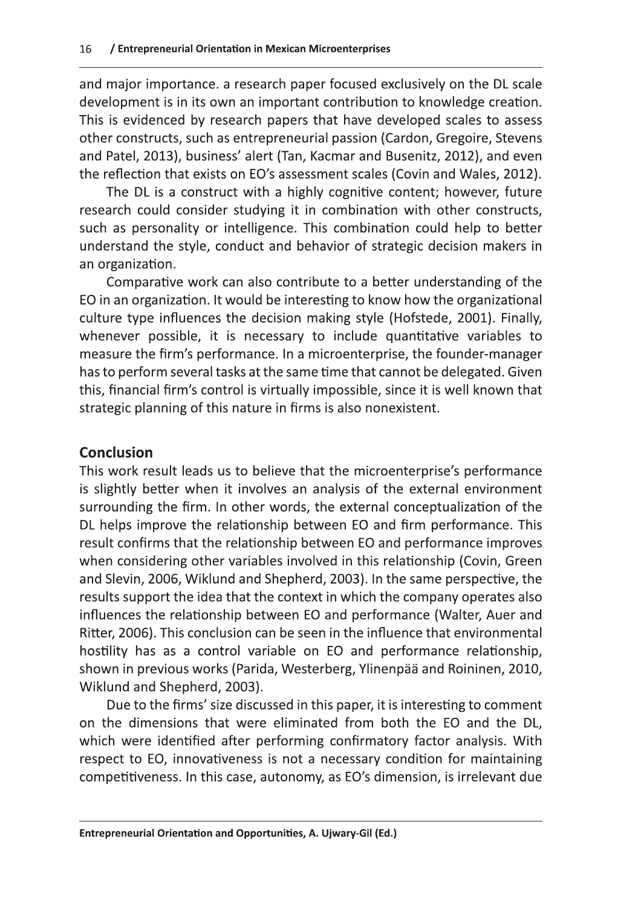and major importance. a research paper focused exclusively on the DL scale development is in its own an important contribution to knowledge creation. This is evidenced by research papers that have developed scales to assess other constructs, such as entrepreneurial passion (Cardon, Gregoire, Stevens and Patel, 2013), business' alert (Tan, Kacmar and Busenitz, 2012), and even the reflection that exists on EO's assessment scales (Covin and Wales, 2012).

The DL is a construct with a highly cognitive content; however, future research could consider studying it in combination with other constructs, such as personality or intelligence. This combination could help to better understand the style, conduct and behavior of strategic decision makers in an organization.

Comparative work can also contribute to a better understanding of the EO in an organization. It would be interesting to know how the organizational culture type influences the decision making style (Hofstede, 2001). Finally, whenever possible, it is necessary to include quantitative variables to measure the firm's performance. In a microenterprise, the founder-manager has to perform several tasks at the same time that cannot be delegated. Given this, financial firm's control is virtually impossible, since it is well known that strategic planning of this nature in firms is also nonexistent.

## Conclusion

This work result leads us to believe that the microenterprise's performance is slightly better when it involves an analysis of the external environment surrounding the firm. In other words, the external conceptualization of the DL helps improve the relationship between EO and firm performance. This result confirms that the relationship between EO and performance improves when considering other variables involved in this relationship (Covin, Green and Slevin, 2006, Wiklund and Shepherd, 2003). In the same perspective, the results support the idea that the context in which the company operates also influences the relationship between EO and performance (Walter, Auer and Ritter, 2006). This conclusion can be seen in the influence that environmental hostility has as a control variable on EO and performance relationship, shown in previous works (Parida, Westerberg, Ylinenpää and Roininen, 2010, Wiklund and Shepherd, 2003).

Due to the firms' size discussed in this paper, it is interesting to comment on the dimensions that were eliminated from both the EO and the DL, which were identified after performing confirmatory factor analysis. With respect to EO, innovativeness is not a necessary condition for maintaining competitiveness. In this case, autonomy, as EO's dimension, is irrelevant due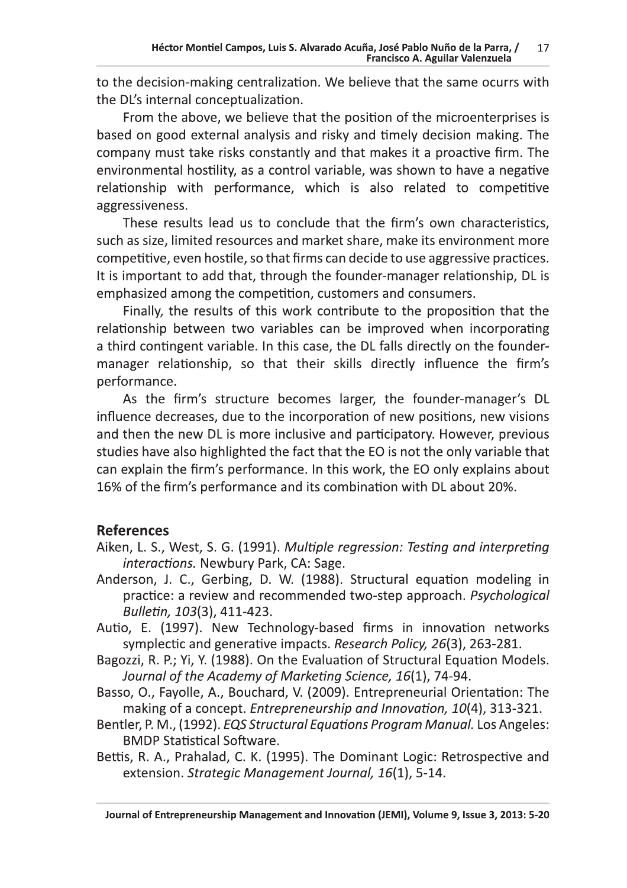to the decision-making centralization. We believe that the same ocurrs with the DL's internal conceptualization.

From the above, we believe that the position of the microenterprises is based on good external analysis and risky and timely decision making. The company must take risks constantly and that makes it a proactive firm. The environmental hostility, as a control variable, was shown to have a negative relationship with performance, which is also related to competitive aggressiveness.

These results lead us to conclude that the firm's own characteristics, such as size, limited resources and market share, make its environment more competitive, even hostile, so that firms can decide to use aggressive practices. It is important to add that, through the founder-manager relationship, DL is emphasized among the competition, customers and consumers.

Finally, the results of this work contribute to the proposition that the relationship between two variables can be improved when incorporating a third contingent variable. In this case, the DL falls directly on the founder-manager relationship, so that their skills directly influence the firm's performance.

As the firm's structure becomes larger, the founder-manager's DL influence decreases, due to the incorporation of new positions, new visions and then the new DL is more inclusive and participatory. However, previous studies have also highlighted the fact that the EO is not the only variable that can explain the firm's performance. In this work, the EO only explains about 16% of the firm's performance and its combination with DL about 20%.

## References

Aiken, L. S., West, S. G. (1991). *Multiple regression: Testing and interpreting interactions.* Newbury Park, CA: Sage.

Anderson, J. C., Gerbing, D. W. (1988). Structural equation modeling in practice: a review and recommended two-step approach. *Psychological Bulletin, 103*(3), 411-423.

Autio, E. (1997). New Technology-based firms in innovation networks symplectic and generative impacts. *Research Policy, 26*(3), 263-281.

Bagozzi, R. P.; Yi, Y. (1988). On the Evaluation of Structural Equation Models. *Journal of the Academy of Marketing Science, 16*(1), 74-94.

Basso, O., Fayolle, A., Bouchard, V. (2009). Entrepreneurial Orientation: The making of a concept. *Entrepreneurship and Innovation, 10*(4), 313-321.

Bentler, P. M., (1992). *EQS Structural Equations Program Manual.* Los Angeles: BMDP Statistical Software.

Bettis, R. A., Prahalad, C. K. (1995). The Dominant Logic: Retrospective and extension. *Strategic Management Journal, 16*(1), 5-14.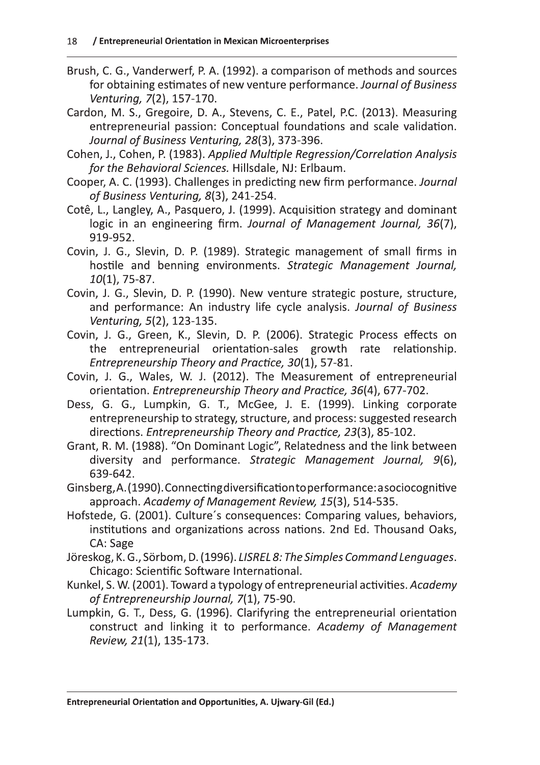Brush, C. G., Vanderwerf, P. A. (1992). a comparison of methods and sources for obtaining estimates of new venture performance. *Journal of Business Venturing, 7*(2), 157-170.

Cardon, M. S., Gregoire, D. A., Stevens, C. E., Patel, P.C. (2013). Measuring entrepreneurial passion: Conceptual foundations and scale validation. *Journal of Business Venturing, 28*(3), 373-396.

Cohen, J., Cohen, P. (1983). *Applied Multiple Regression/Correlation Analysis for the Behavioral Sciences.* Hillsdale, NJ: Erlbaum.

Cooper, A. C. (1993). Challenges in predicting new firm performance. *Journal of Business Venturing, 8*(3), 241-254.

Cotê, L., Langley, A., Pasquero, J. (1999). Acquisition strategy and dominant logic in an engineering firm. *Journal of Management Journal, 36*(7), 919-952.

Covin, J. G., Slevin, D. P. (1989). Strategic management of small firms in hostile and benning environments. *Strategic Management Journal, 10*(1), 75-87.

Covin, J. G., Slevin, D. P. (1990). New venture strategic posture, structure, and performance: An industry life cycle analysis. *Journal of Business Venturing, 5*(2), 123-135.

Covin, J. G., Green, K., Slevin, D. P. (2006). Strategic Process effects on the entrepreneurial orientation-sales growth rate relationship. *Entrepreneurship Theory and Practice, 30*(1), 57-81.

Covin, J. G., Wales, W. J. (2012). The Measurement of entrepreneurial orientation. *Entrepreneurship Theory and Practice, 36*(4), 677-702.

Dess, G. G., Lumpkin, G. T., McGee, J. E. (1999). Linking corporate entrepreneurship to strategy, structure, and process: suggested research directions. *Entrepreneurship Theory and Practice, 23*(3), 85-102.

Grant, R. M. (1988). "On Dominant Logic", Relatedness and the link between diversity and performance. *Strategic Management Journal, 9*(6), 639-642.

Ginsberg, A. (1990). Connecting diversification to performance: a sociocognitive approach. *Academy of Management Review, 15*(3), 514-535.

Hofstede, G. (2001). Culture´s consequences: Comparing values, behaviors, institutions and organizations across nations. 2nd Ed. Thousand Oaks, CA: Sage

Jöreskog, K. G., Sörbom, D. (1996). *LISREL 8: The Simples Command Lenguages*. Chicago: Scientific Software International.

Kunkel, S. W. (2001). Toward a typology of entrepreneurial activities. *Academy of Entrepreneurship Journal, 7*(1), 75-90.

Lumpkin, G. T., Dess, G. (1996). Clarifyring the entrepreneurial orientation construct and linking it to performance. *Academy of Management Review, 21*(1), 135-173.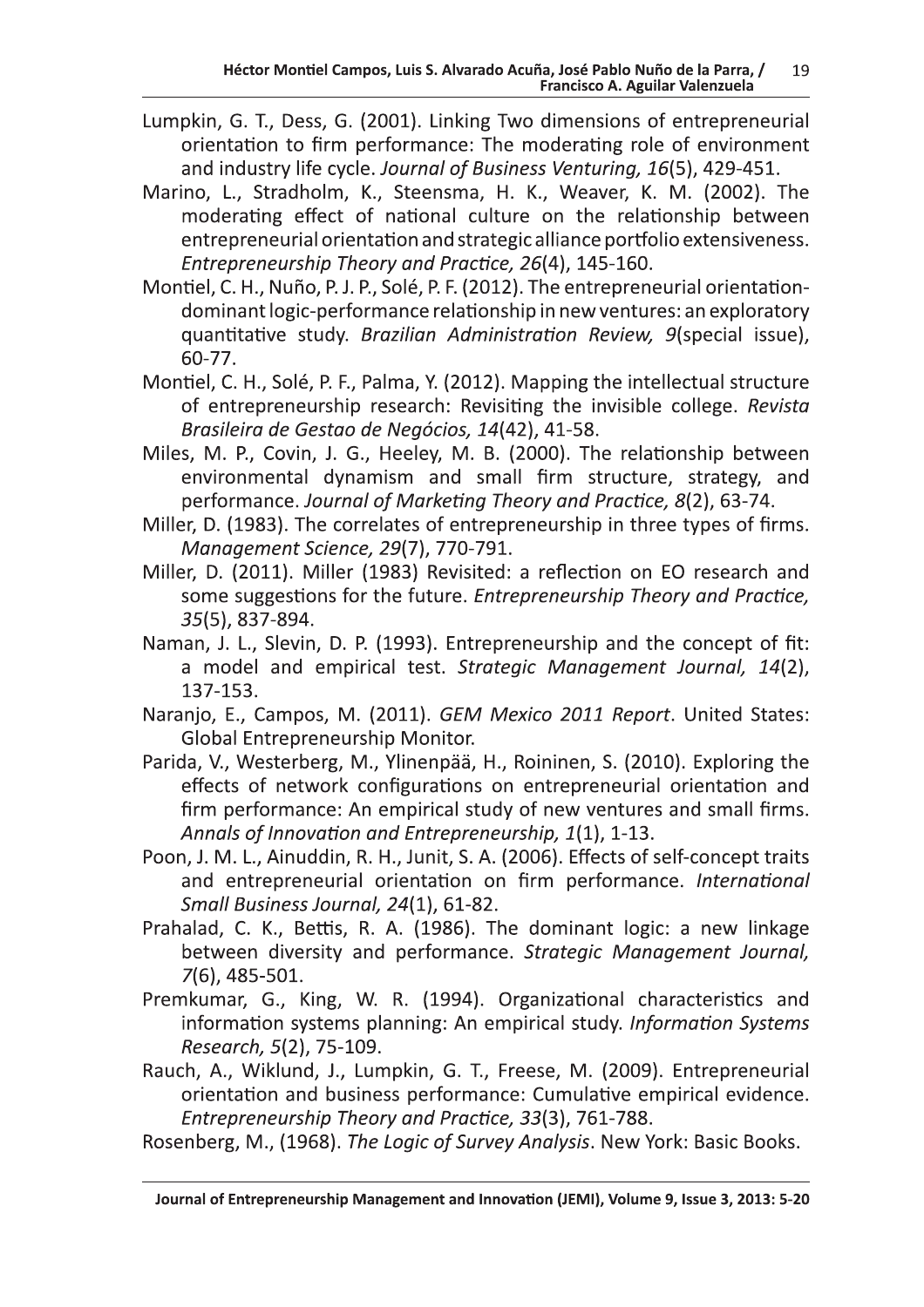Lumpkin, G. T., Dess, G. (2001). Linking Two dimensions of entrepreneurial orientation to firm performance: The moderating role of environment and industry life cycle. *Journal of Business Venturing, 16*(5), 429-451.

Marino, L., Stradholm, K., Steensma, H. K., Weaver, K. M. (2002). The moderating effect of national culture on the relationship between entrepreneurial orientation and strategic alliance portfolio extensiveness. *Entrepreneurship Theory and Practice, 26*(4), 145-160.

Montiel, C. H., Nuño, P. J. P., Solé, P. F. (2012). The entrepreneurial orientation-dominant logic-performance relationship in new ventures: an exploratory quantitative study. *Brazilian Administration Review, 9*(special issue), 60-77.

Montiel, C. H., Solé, P. F., Palma, Y. (2012). Mapping the intellectual structure of entrepreneurship research: Revisiting the invisible college. *Revista Brasileira de Gestao de Negócios, 14*(42), 41-58.

Miles, M. P., Covin, J. G., Heeley, M. B. (2000). The relationship between environmental dynamism and small firm structure, strategy, and performance. *Journal of Marketing Theory and Practice, 8*(2), 63-74.

Miller, D. (1983). The correlates of entrepreneurship in three types of firms. *Management Science, 29*(7), 770-791.

Miller, D. (2011). Miller (1983) Revisited: a reflection on EO research and some suggestions for the future. *Entrepreneurship Theory and Practice, 35*(5), 837-894.

Naman, J. L., Slevin, D. P. (1993). Entrepreneurship and the concept of fit: a model and empirical test. *Strategic Management Journal, 14*(2), 137-153.

Naranjo, E., Campos, M. (2011). *GEM Mexico 2011 Report*. United States: Global Entrepreneurship Monitor.

Parida, V., Westerberg, M., Ylinenpää, H., Roininen, S. (2010). Exploring the effects of network configurations on entrepreneurial orientation and firm performance: An empirical study of new ventures and small firms. *Annals of Innovation and Entrepreneurship, 1*(1), 1-13.

Poon, J. M. L., Ainuddin, R. H., Junit, S. A. (2006). Effects of self-concept traits and entrepreneurial orientation on firm performance. *International Small Business Journal, 24*(1), 61-82.

Prahalad, C. K., Bettis, R. A. (1986). The dominant logic: a new linkage between diversity and performance. *Strategic Management Journal, 7*(6), 485-501.

Premkumar, G., King, W. R. (1994). Organizational characteristics and information systems planning: An empirical study. *Information Systems Research, 5*(2), 75-109.

Rauch, A., Wiklund, J., Lumpkin, G. T., Freese, M. (2009). Entrepreneurial orientation and business performance: Cumulative empirical evidence. *Entrepreneurship Theory and Practice, 33*(3), 761-788.

Rosenberg, M., (1968). *The Logic of Survey Analysis*. New York: Basic Books.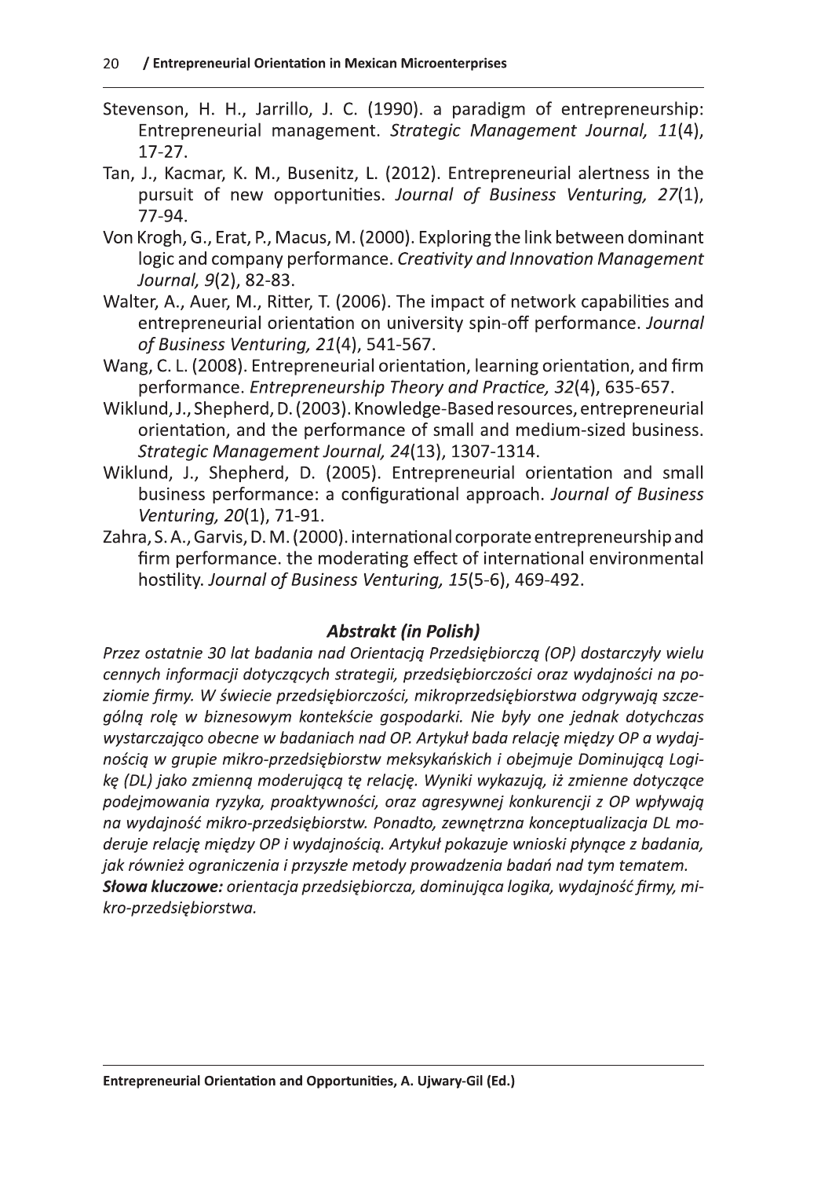Stevenson, H. H., Jarrillo, J. C. (1990). a paradigm of entrepreneurship: Entrepreneurial management. *Strategic Management Journal, 11*(4), 17-27.

Tan, J., Kacmar, K. M., Busenitz, L. (2012). Entrepreneurial alertness in the pursuit of new opportunities. *Journal of Business Venturing, 27*(1), 77-94.

Von Krogh, G., Erat, P., Macus, M. (2000). Exploring the link between dominant logic and company performance. *Creativity and Innovation Management Journal, 9*(2), 82-83.

Walter, A., Auer, M., Ritter, T. (2006). The impact of network capabilities and entrepreneurial orientation on university spin-off performance. *Journal of Business Venturing, 21*(4), 541-567.

Wang, C. L. (2008). Entrepreneurial orientation, learning orientation, and firm performance. *Entrepreneurship Theory and Practice, 32*(4), 635-657.

Wiklund, J., Shepherd, D. (2003). Knowledge-Based resources, entrepreneurial orientation, and the performance of small and medium-sized business. *Strategic Management Journal, 24*(13), 1307-1314.

Wiklund, J., Shepherd, D. (2005). Entrepreneurial orientation and small business performance: a configurational approach. *Journal of Business Venturing, 20*(1), 71-91.

Zahra, S. A., Garvis, D. M. (2000). international corporate entrepreneurship and firm performance. the moderating effect of international environmental hostility. *Journal of Business Venturing, 15*(5-6), 469-492.

### *Abstrakt (in Polish)*

*Przez ostatnie 30 lat badania nad Orientacją Przedsiębiorczą (OP) dostarczyły wielu cennych informacji dotyczących strategii, przedsiębiorczości oraz wydajności na poziomie firmy. W świecie przedsiębiorczości, mikroprzedsiębiorstwa odgrywają szczególną rolę w biznesowym kontekście gospodarki. Nie były one jednak dotychczas wystarczająco obecne w badaniach nad OP. Artykuł bada relację między OP a wydajnością w grupie mikro-przedsiębiorstw meksykańskich i obejmuje Dominującą Logikę (DL) jako zmienną moderującą tę relację. Wyniki wykazują, iż zmienne dotyczące podejmowania ryzyka, proaktywności, oraz agresywnej konkurencji z OP wpływają na wydajność mikro-przedsiębiorstw. Ponadto, zewnętrzna konceptualizacja DL moderuje relację między OP i wydajnością. Artykuł pokazuje wnioski płynące z badania, jak również ograniczenia i przyszłe metody prowadzenia badań nad tym tematem.*

***Słowa kluczowe:*** *orientacja przedsiębiorcza, dominująca logika, wydajność firmy, mikro-przedsiębiorstwa.*